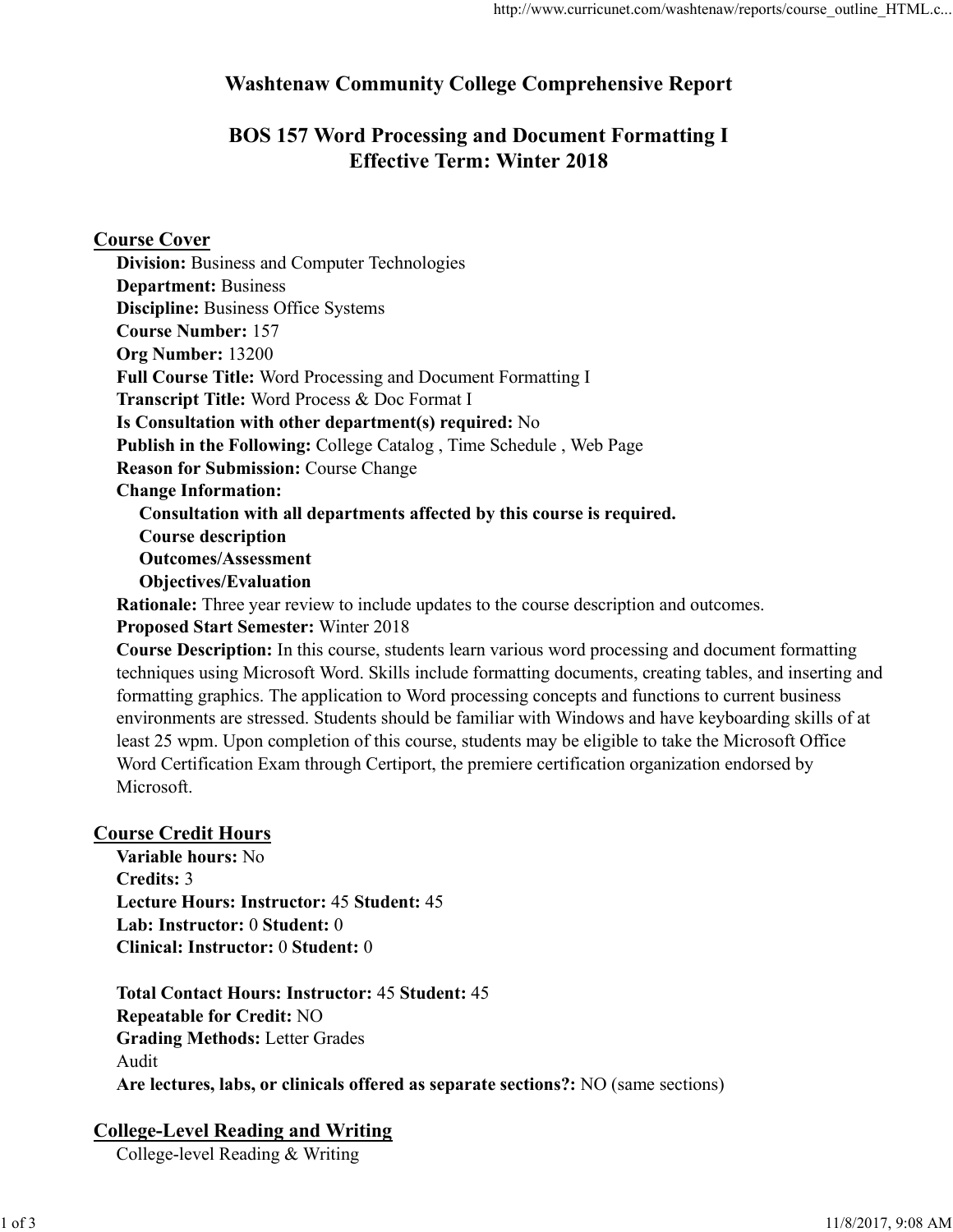# Washtenaw Community College Comprehensive Report

## BOS 157 Word Processing and Document Formatting I
## Effective Term: Winter 2018

### Course Cover

**Division:** Business and Computer Technologies
**Department:** Business
**Discipline:** Business Office Systems
**Course Number:** 157
**Org Number:** 13200
**Full Course Title:** Word Processing and Document Formatting I
**Transcript Title:** Word Process & Doc Format I
**Is Consultation with other department(s) required:** No
**Publish in the Following:** College Catalog , Time Schedule , Web Page
**Reason for Submission:** Course Change
**Change Information:**

- **Consultation with all departments affected by this course is required.**
- **Course description**
- **Outcomes/Assessment**
- **Objectives/Evaluation**

**Rationale:** Three year review to include updates to the course description and outcomes.
**Proposed Start Semester:** Winter 2018
**Course Description:** In this course, students learn various word processing and document formatting techniques using Microsoft Word. Skills include formatting documents, creating tables, and inserting and formatting graphics. The application to Word processing concepts and functions to current business environments are stressed. Students should be familiar with Windows and have keyboarding skills of at least 25 wpm. Upon completion of this course, students may be eligible to take the Microsoft Office Word Certification Exam through Certiport, the premiere certification organization endorsed by Microsoft.

### Course Credit Hours

**Variable hours:** No
**Credits:** 3
**Lecture Hours: Instructor:** 45 **Student:** 45
**Lab: Instructor:** 0 **Student:** 0
**Clinical: Instructor:** 0 **Student:** 0

**Total Contact Hours: Instructor:** 45 **Student:** 45
**Repeatable for Credit:** NO
**Grading Methods:** Letter Grades
Audit
**Are lectures, labs, or clinicals offered as separate sections?:** NO (same sections)

### College-Level Reading and Writing

College-level Reading & Writing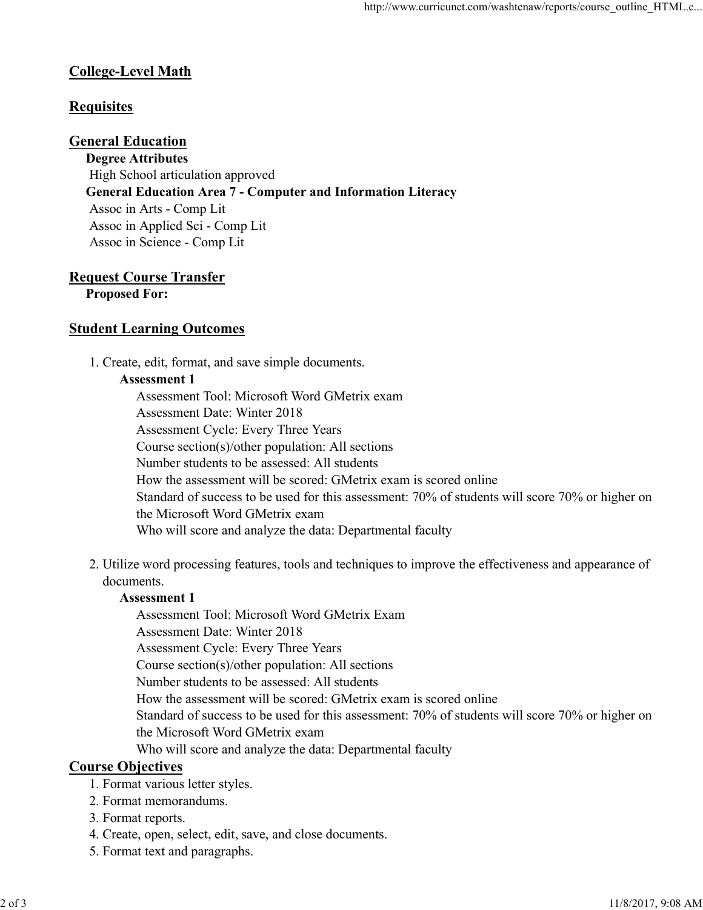## College-Level Math

## Requisites

## General Education

**Degree Attributes**

High School articulation approved

**General Education Area 7 - Computer and Information Literacy**

Assoc in Arts - Comp Lit

Assoc in Applied Sci - Comp Lit

Assoc in Science - Comp Lit

## Request Course Transfer

**Proposed For:**

## Student Learning Outcomes

1. Create, edit, format, and save simple documents.

   **Assessment 1**

   Assessment Tool: Microsoft Word GMetrix exam
   Assessment Date: Winter 2018
   Assessment Cycle: Every Three Years
   Course section(s)/other population: All sections
   Number students to be assessed: All students
   How the assessment will be scored: GMetrix exam is scored online
   Standard of success to be used for this assessment: 70% of students will score 70% or higher on the Microsoft Word GMetrix exam
   Who will score and analyze the data: Departmental faculty

2. Utilize word processing features, tools and techniques to improve the effectiveness and appearance of documents.

   **Assessment 1**

   Assessment Tool: Microsoft Word GMetrix Exam
   Assessment Date: Winter 2018
   Assessment Cycle: Every Three Years
   Course section(s)/other population: All sections
   Number students to be assessed: All students
   How the assessment will be scored: GMetrix exam is scored online
   Standard of success to be used for this assessment: 70% of students will score 70% or higher on the Microsoft Word GMetrix exam
   Who will score and analyze the data: Departmental faculty

## Course Objectives

1. Format various letter styles.
2. Format memorandums.
3. Format reports.
4. Create, open, select, edit, save, and close documents.
5. Format text and paragraphs.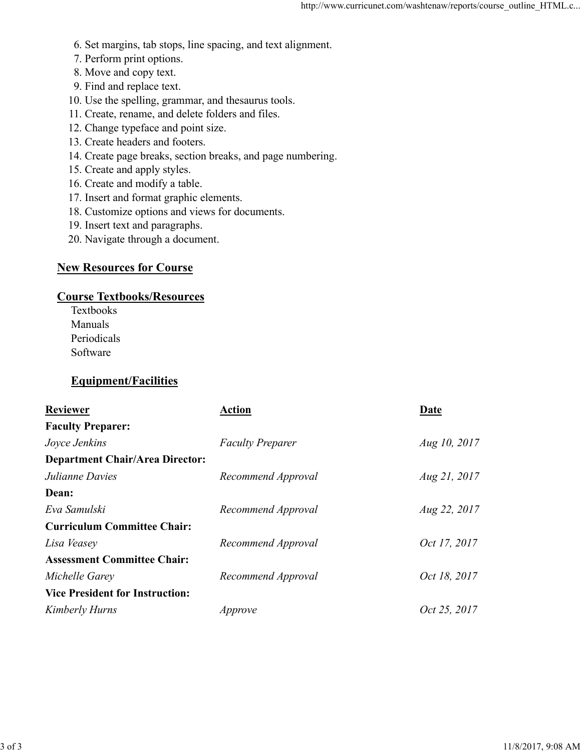6. Set margins, tab stops, line spacing, and text alignment.
7. Perform print options.
8. Move and copy text.
9. Find and replace text.
10. Use the spelling, grammar, and thesaurus tools.
11. Create, rename, and delete folders and files.
12. Change typeface and point size.
13. Create headers and footers.
14. Create page breaks, section breaks, and page numbering.
15. Create and apply styles.
16. Create and modify a table.
17. Insert and format graphic elements.
18. Customize options and views for documents.
19. Insert text and paragraphs.
20. Navigate through a document.

## New Resources for Course

## Course Textbooks/Resources

Textbooks
Manuals
Periodicals
Software

### Equipment/Facilities

| Reviewer | Action | Date |
| --- | --- | --- |
| **Faculty Preparer:** | | |
| *Joyce Jenkins* | *Faculty Preparer* | *Aug 10, 2017* |
| **Department Chair/Area Director:** | | |
| *Julianne Davies* | *Recommend Approval* | *Aug 21, 2017* |
| **Dean:** | | |
| *Eva Samulski* | *Recommend Approval* | *Aug 22, 2017* |
| **Curriculum Committee Chair:** | | |
| *Lisa Veasey* | *Recommend Approval* | *Oct 17, 2017* |
| **Assessment Committee Chair:** | | |
| *Michelle Garey* | *Recommend Approval* | *Oct 18, 2017* |
| **Vice President for Instruction:** | | |
| *Kimberly Hurns* | *Approve* | *Oct 25, 2017* |